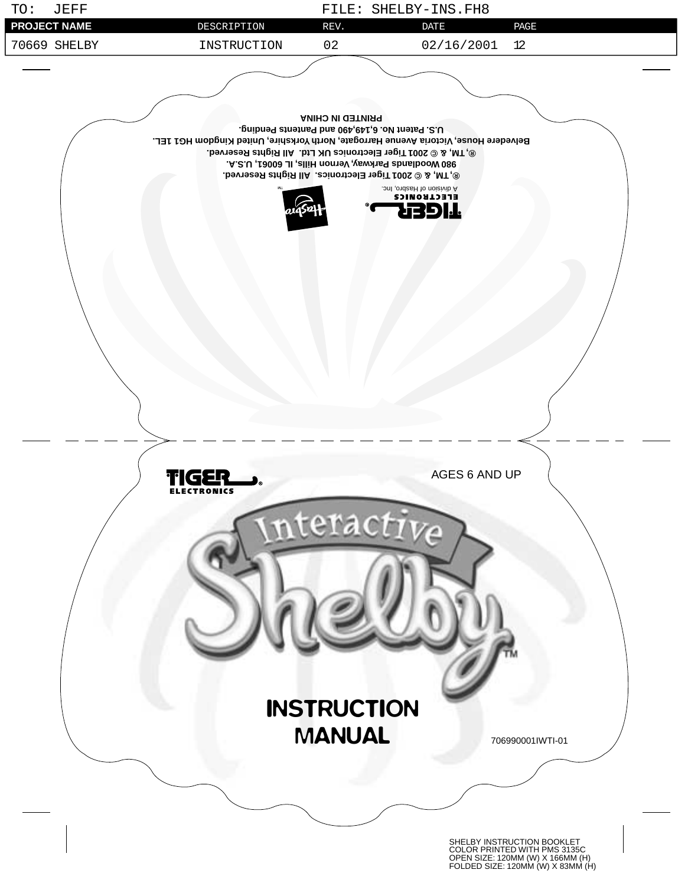TO: JEFF FILE: SHELBY-INS.FH8

| PROJECT NAME | DESCRIPTION | REV. | DATE | PAGE |
| --- | --- | --- | --- | --- |
| 70669 SHELBY | INSTRUCTION | 02 | 02/16/2001 | 12 |

TIGER® ELECTRONICS
A division of Hasbro, Inc.

Hasbro™

®, TM, & © 2001 Tiger Electronics. All Rights Reserved.
980 Woodlands Parkway, Vernon Hills, IL 60061, U.S.A.
®, TM, & © 2001 Tiger Electronics UK Ltd. All Rights Reserved.
Belvedere House, Victoria Avenue Harrogate, North Yorkshire, United Kingdom HG1 1EL.
U.S. Patent No. 6,149,490 and Pantents Pending.
PRINTED IN CHINA

TIGER® ELECTRONICS

AGES 6 AND UP

# Interactive Shelby™

# INSTRUCTION MANUAL

706990001IWTI-01

SHELBY INSTRUCTION BOOKLET
COLOR PRINTED WITH PMS 3135C
OPEN SIZE: 120MM (W) X 166MM (H)
FOLDED SIZE: 120MM (W) X 83MM (H)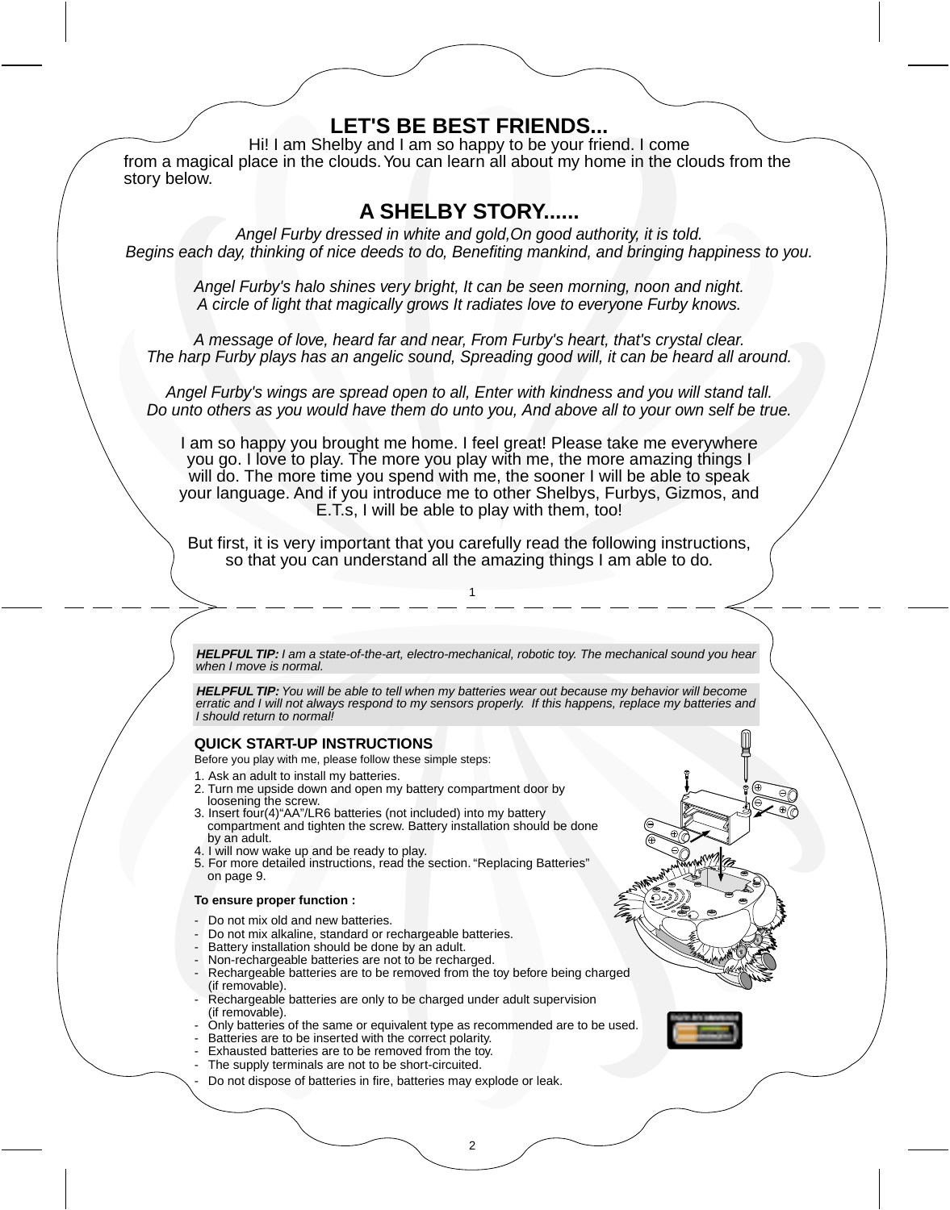## LET'S BE BEST FRIENDS...

Hi! I am Shelby and I am so happy to be your friend. I come from a magical place in the clouds. You can learn all about my home in the clouds from the story below.

## A SHELBY STORY......

*Angel Furby dressed in white and gold,On good authority, it is told.*
*Begins each day, thinking of nice deeds to do, Benefiting mankind, and bringing happiness to you.*

*Angel Furby's halo shines very bright, It can be seen morning, noon and night.*
*A circle of light that magically grows It radiates love to everyone Furby knows.*

*A message of love, heard far and near, From Furby's heart, that's crystal clear.*
*The harp Furby plays has an angelic sound, Spreading good will, it can be heard all around.*

*Angel Furby's wings are spread open to all, Enter with kindness and you will stand tall.*
*Do unto others as you would have them do unto you, And above all to your own self be true.*

I am so happy you brought me home. I feel great! Please take me everywhere you go. I love to play. The more you play with me, the more amazing things I will do. The more time you spend with me, the sooner I will be able to speak your language. And if you introduce me to other Shelbys, Furbys, Gizmos, and E.T.s, I will be able to play with them, too!

But first, it is very important that you carefully read the following instructions, so that you can understand all the amazing things I am able to do.

***HELPFUL TIP:*** *I am a state-of-the-art, electro-mechanical, robotic toy. The mechanical sound you hear when I move is normal.*

***HELPFUL TIP:*** *You will be able to tell when my batteries wear out because my behavior will become erratic and I will not always respond to my sensors properly. If this happens, replace my batteries and I should return to normal!*

### QUICK START-UP INSTRUCTIONS

Before you play with me, please follow these simple steps:

1. Ask an adult to install my batteries.
2. Turn me upside down and open my battery compartment door by loosening the screw.
3. Insert four(4)"AA"/LR6 batteries (not included) into my battery compartment and tighten the screw. Battery installation should be done by an adult.
4. I will now wake up and be ready to play.
5. For more detailed instructions, read the section. "Replacing Batteries" on page 9.

**To ensure proper function :**

- Do not mix old and new batteries.
- Do not mix alkaline, standard or rechargeable batteries.
- Battery installation should be done by an adult.
- Non-rechargeable batteries are not to be recharged.
- Rechargeable batteries are to be removed from the toy before being charged (if removable).
- Rechargeable batteries are only to be charged under adult supervision (if removable).
- Only batteries of the same or equivalent type as recommended are to be used.
- Batteries are to be inserted with the correct polarity.
- Exhausted batteries are to be removed from the toy.
- The supply terminals are not to be short-circuited.
- Do not dispose of batteries in fire, batteries may explode or leak.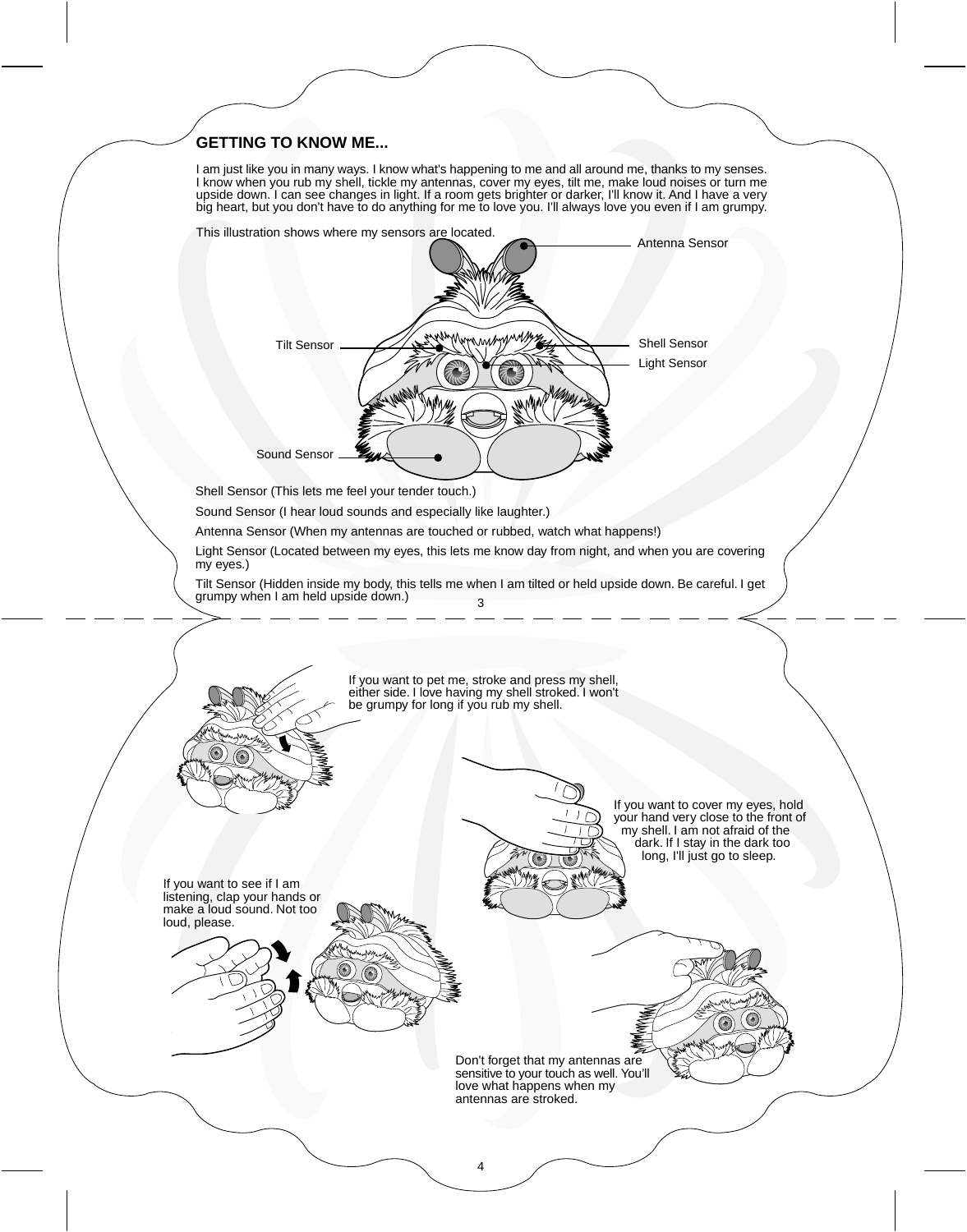## GETTING TO KNOW ME...

I am just like you in many ways. I know what's happening to me and all around me, thanks to my senses. I know when you rub my shell, tickle my antennas, cover my eyes, tilt me, make loud noises or turn me upside down. I can see changes in light. If a room gets brighter or darker, I'll know it. And I have a very big heart, but you don't have to do anything for me to love you. I'll always love you even if I am grumpy.

This illustration shows where my sensors are located.

Antenna Sensor

Tilt Sensor

Shell Sensor

Light Sensor

Sound Sensor

Shell Sensor (This lets me feel your tender touch.)

Sound Sensor (I hear loud sounds and especially like laughter.)

Antenna Sensor (When my antennas are touched or rubbed, watch what happens!)

Light Sensor (Located between my eyes, this lets me know day from night, and when you are covering my eyes.)

Tilt Sensor (Hidden inside my body, this tells me when I am tilted or held upside down. Be careful. I get grumpy when I am held upside down.)

If you want to pet me, stroke and press my shell, either side. I love having my shell stroked. I won't be grumpy for long if you rub my shell.

If you want to cover my eyes, hold your hand very close to the front of my shell. I am not afraid of the dark. If I stay in the dark too long, I'll just go to sleep.

If you want to see if I am listening, clap your hands or make a loud sound. Not too loud, please.

Don't forget that my antennas are sensitive to your touch as well. You'll love what happens when my antennas are stroked.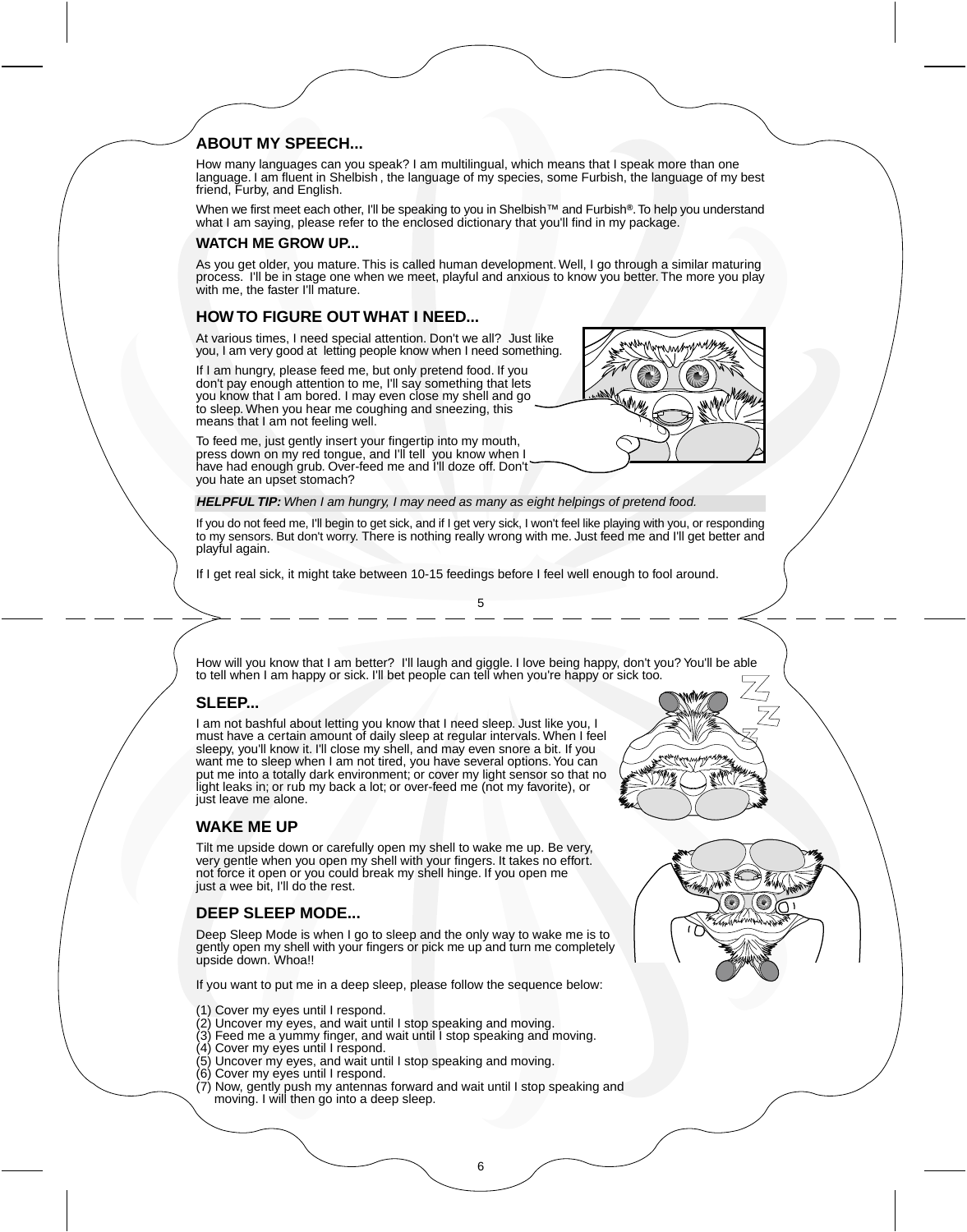## ABOUT MY SPEECH...

How many languages can you speak? I am multilingual, which means that I speak more than one language. I am fluent in Shelbish , the language of my species, some Furbish, the language of my best friend, Furby, and English.

When we first meet each other, I'll be speaking to you in Shelbish™ and Furbish®. To help you understand what I am saying, please refer to the enclosed dictionary that you'll find in my package.

## WATCH ME GROW UP...

As you get older, you mature. This is called human development. Well, I go through a similar maturing process. I'll be in stage one when we meet, playful and anxious to know you better. The more you play with me, the faster I'll mature.

## HOW TO FIGURE OUT WHAT I NEED...

At various times, I need special attention. Don't we all? Just like you, I am very good at letting people know when I need something.

If I am hungry, please feed me, but only pretend food. If you don't pay enough attention to me, I'll say something that lets you know that I am bored. I may even close my shell and go to sleep. When you hear me coughing and sneezing, this means that I am not feeling well.

To feed me, just gently insert your fingertip into my mouth, press down on my red tongue, and I'll tell you know when I have had enough grub. Over-feed me and I'll doze off. Don't you hate an upset stomach?

***HELPFUL TIP:*** *When I am hungry, I may need as many as eight helpings of pretend food.*

If you do not feed me, I'll begin to get sick, and if I get very sick, I won't feel like playing with you, or responding to my sensors. But don't worry. There is nothing really wrong with me. Just feed me and I'll get better and playful again.

If I get real sick, it might take between 10-15 feedings before I feel well enough to fool around.

How will you know that I am better? I'll laugh and giggle. I love being happy, don't you? You'll be able to tell when I am happy or sick. I'll bet people can tell when you're happy or sick too.

## SLEEP...

I am not bashful about letting you know that I need sleep. Just like you, I must have a certain amount of daily sleep at regular intervals. When I feel sleepy, you'll know it. I'll close my shell, and may even snore a bit. If you want me to sleep when I am not tired, you have several options. You can put me into a totally dark environment; or cover my light sensor so that no light leaks in; or rub my back a lot; or over-feed me (not my favorite), or just leave me alone.

## WAKE ME UP

Tilt me upside down or carefully open my shell to wake me up. Be very, very gentle when you open my shell with your fingers. It takes no effort. not force it open or you could break my shell hinge. If you open me just a wee bit, I'll do the rest.

## DEEP SLEEP MODE...

Deep Sleep Mode is when I go to sleep and the only way to wake me is to gently open my shell with your fingers or pick me up and turn me completely upside down. Whoa!!

If you want to put me in a deep sleep, please follow the sequence below:

(1) Cover my eyes until I respond.
(2) Uncover my eyes, and wait until I stop speaking and moving.
(3) Feed me a yummy finger, and wait until I stop speaking and moving.
(4) Cover my eyes until I respond.
(5) Uncover my eyes, and wait until I stop speaking and moving.
(6) Cover my eyes until I respond.
(7) Now, gently push my antennas forward and wait until I stop speaking and moving. I will then go into a deep sleep.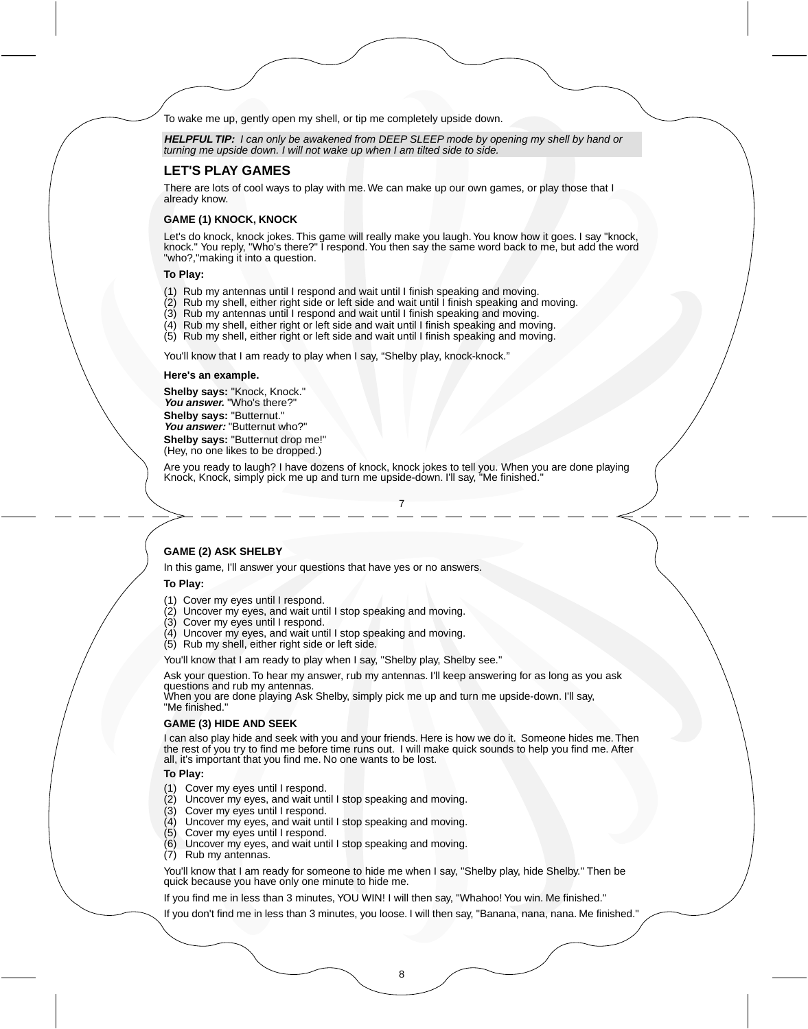To wake me up, gently open my shell, or tip me completely upside down.

***HELPFUL TIP:*** *I can only be awakened from DEEP SLEEP mode by opening my shell by hand or turning me upside down. I will not wake up when I am tilted side to side.*

## LET'S PLAY GAMES

There are lots of cool ways to play with me. We can make up our own games, or play those that I already know.

### GAME (1) KNOCK, KNOCK

Let's do knock, knock jokes. This game will really make you laugh. You know how it goes. I say "knock, knock." You reply, "Who's there?" I respond. You then say the same word back to me, but add the word "who?,"making it into a question.

**To Play:**

(1) Rub my antennas until I respond and wait until I finish speaking and moving.
(2) Rub my shell, either right side or left side and wait until I finish speaking and moving.
(3) Rub my antennas until I respond and wait until I finish speaking and moving.
(4) Rub my shell, either right or left side and wait until I finish speaking and moving.
(5) Rub my shell, either right or left side and wait until I finish speaking and moving.

You'll know that I am ready to play when I say, "Shelby play, knock-knock."

**Here's an example.**

**Shelby says:** "Knock, Knock."
***You answer.*** "Who's there?"
**Shelby says:** "Butternut."
***You answer:*** "Butternut who?"
**Shelby says:** "Butternut drop me!"
(Hey, no one likes to be dropped.)

Are you ready to laugh? I have dozens of knock, knock jokes to tell you. When you are done playing Knock, Knock, simply pick me up and turn me upside-down. I'll say, "Me finished."

### GAME (2) ASK SHELBY

In this game, I'll answer your questions that have yes or no answers.

**To Play:**

(1) Cover my eyes until I respond.
(2) Uncover my eyes, and wait until I stop speaking and moving.
(3) Cover my eyes until I respond.
(4) Uncover my eyes, and wait until I stop speaking and moving.
(5) Rub my shell, either right side or left side.

You'll know that I am ready to play when I say, "Shelby play, Shelby see."

Ask your question. To hear my answer, rub my antennas. I'll keep answering for as long as you ask questions and rub my antennas.
When you are done playing Ask Shelby, simply pick me up and turn me upside-down. I'll say, "Me finished."

### GAME (3) HIDE AND SEEK

I can also play hide and seek with you and your friends. Here is how we do it. Someone hides me. Then the rest of you try to find me before time runs out. I will make quick sounds to help you find me. After all, it's important that you find me. No one wants to be lost.

**To Play:**

(1) Cover my eyes until I respond.
(2) Uncover my eyes, and wait until I stop speaking and moving.
(3) Cover my eyes until I respond.
(4) Uncover my eyes, and wait until I stop speaking and moving.
(5) Cover my eyes until I respond.
(6) Uncover my eyes, and wait until I stop speaking and moving.
(7) Rub my antennas.

You'll know that I am ready for someone to hide me when I say, "Shelby play, hide Shelby." Then be quick because you have only one minute to hide me.

If you find me in less than 3 minutes, YOU WIN! I will then say, "Whahoo! You win. Me finished."

If you don't find me in less than 3 minutes, you loose. I will then say, "Banana, nana, nana. Me finished."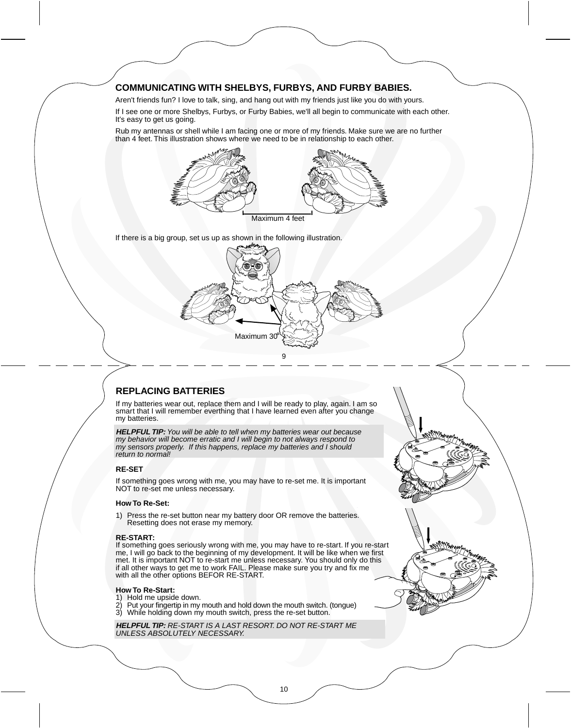## COMMUNICATING WITH SHELBYS, FURBYS, AND FURBY BABIES.

Aren't friends fun? I love to talk, sing, and hang out with my friends just like you do with yours.

If I see one or more Shelbys, Furbys, or Furby Babies, we'll all begin to communicate with each other. It's easy to get us going.

Rub my antennas or shell while I am facing one or more of my friends. Make sure we are no further than 4 feet. This illustration shows where we need to be in relationship to each other.

Maximum 4 feet

If there is a big group, set us up as shown in the following illustration.

Maximum 30°

## REPLACING BATTERIES

If my batteries wear out, replace them and I will be ready to play, again. I am so smart that I will remember everthing that I have learned even after you change my batteries.

***HELPFUL TIP:*** *You will be able to tell when my batteries wear out because my behavior will become erratic and I will begin to not always respond to my sensors properly. If this happens, replace my batteries and I should return to normal!*

### RE-SET

If something goes wrong with me, you may have to re-set me. It is important NOT to re-set me unless necessary.

**How To Re-Set:**

1) Press the re-set button near my battery door OR remove the batteries. Resetting does not erase my memory.

**RE-START:**
If something goes seriously wrong with me, you may have to re-start. If you re-start me, I will go back to the beginning of my development. It will be like when we first met. It is important NOT to re-start me unless necessary. You should only do this if all other ways to get me to work FAIL. Please make sure you try and fix me with all the other options BEFOR RE-START.

**How To Re-Start:**
1) Hold me upside down.
2) Put your fingertip in my mouth and hold down the mouth switch. (tongue)
3) While holding down my mouth switch, press the re-set button.

***HELPFUL TIP:*** *RE-START IS A LAST RESORT. DO NOT RE-START ME UNLESS ABSOLUTELY NECESSARY.*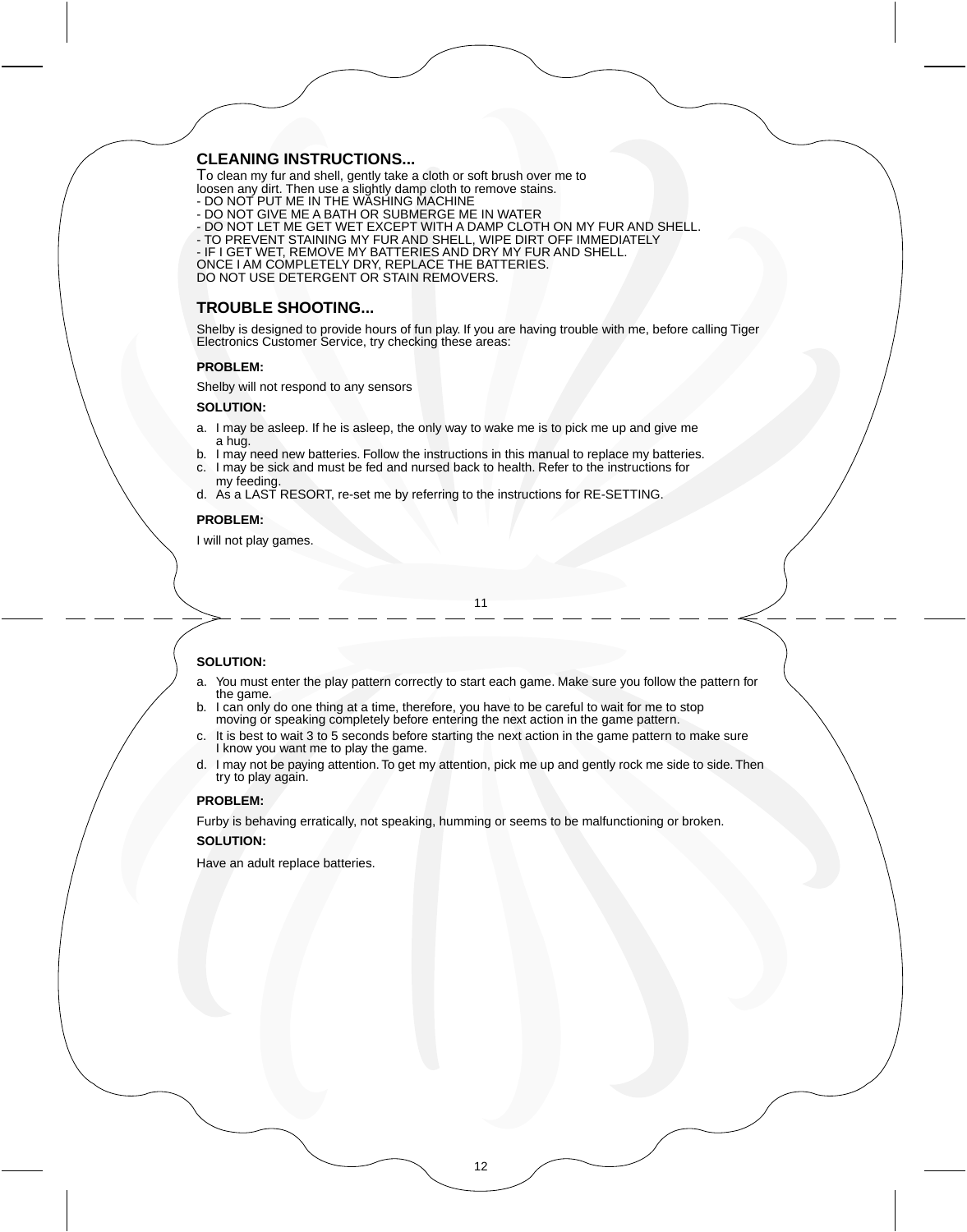## CLEANING INSTRUCTIONS...

To clean my fur and shell, gently take a cloth or soft brush over me to loosen any dirt. Then use a slightly damp cloth to remove stains.

- DO NOT PUT ME IN THE WASHING MACHINE
- DO NOT GIVE ME A BATH OR SUBMERGE ME IN WATER
- DO NOT LET ME GET WET EXCEPT WITH A DAMP CLOTH ON MY FUR AND SHELL.
- TO PREVENT STAINING MY FUR AND SHELL, WIPE DIRT OFF IMMEDIATELY
- IF I GET WET, REMOVE MY BATTERIES AND DRY MY FUR AND SHELL.

ONCE I AM COMPLETELY DRY, REPLACE THE BATTERIES.
DO NOT USE DETERGENT OR STAIN REMOVERS.

## TROUBLE SHOOTING...

Shelby is designed to provide hours of fun play. If you are having trouble with me, before calling Tiger Electronics Customer Service, try checking these areas:

**PROBLEM:**

Shelby will not respond to any sensors

**SOLUTION:**

a. I may be asleep. If he is asleep, the only way to wake me is to pick me up and give me a hug.
b. I may need new batteries. Follow the instructions in this manual to replace my batteries.
c. I may be sick and must be fed and nursed back to health. Refer to the instructions for my feeding.
d. As a LAST RESORT, re-set me by referring to the instructions for RE-SETTING.

**PROBLEM:**

I will not play games.

**SOLUTION:**

a. You must enter the play pattern correctly to start each game. Make sure you follow the pattern for the game.
b. I can only do one thing at a time, therefore, you have to be careful to wait for me to stop moving or speaking completely before entering the next action in the game pattern.
c. It is best to wait 3 to 5 seconds before starting the next action in the game pattern to make sure I know you want me to play the game.
d. I may not be paying attention. To get my attention, pick me up and gently rock me side to side. Then try to play again.

**PROBLEM:**

Furby is behaving erratically, not speaking, humming or seems to be malfunctioning or broken.

**SOLUTION:**

Have an adult replace batteries.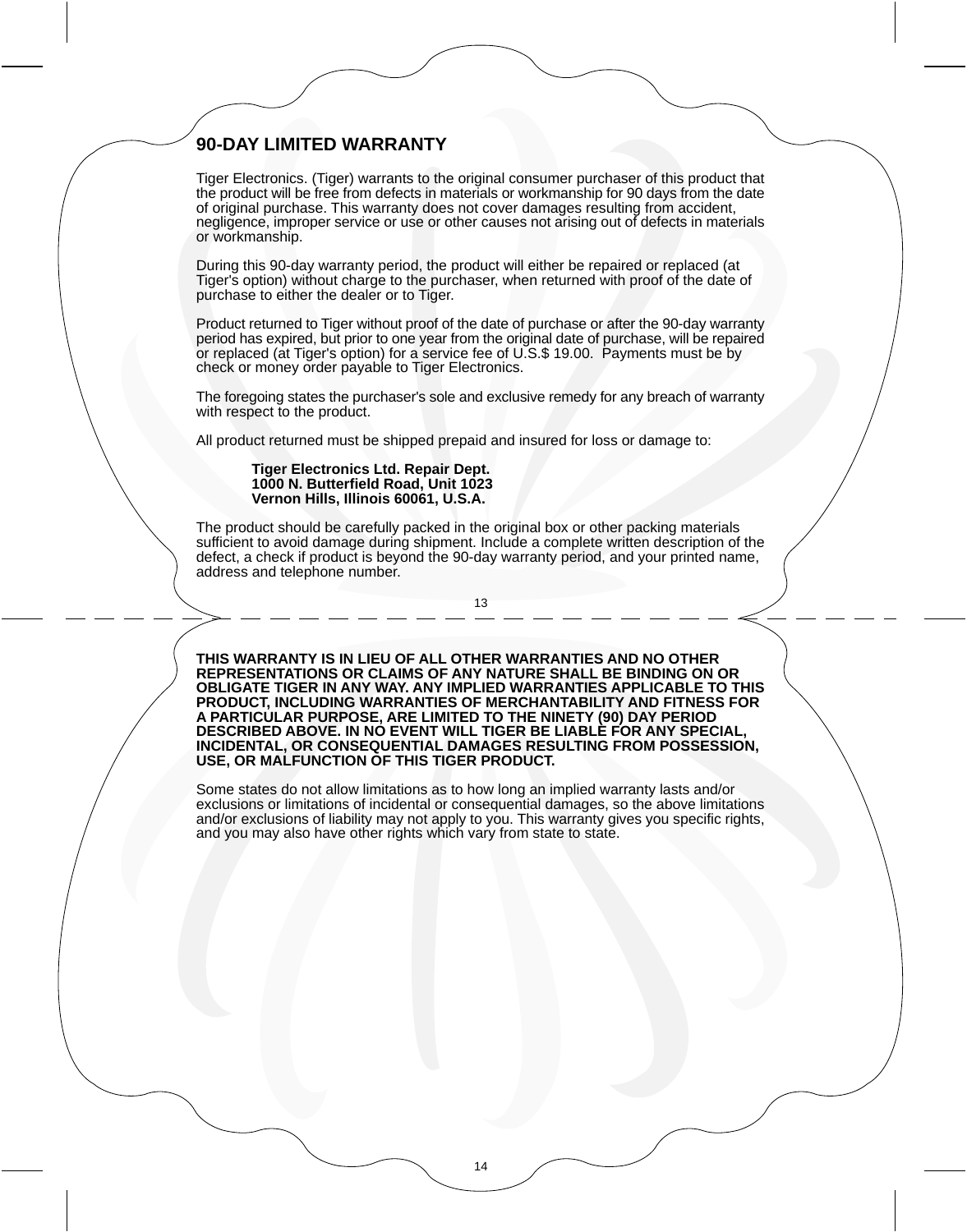## 90-DAY LIMITED WARRANTY

Tiger Electronics. (Tiger) warrants to the original consumer purchaser of this product that the product will be free from defects in materials or workmanship for 90 days from the date of original purchase. This warranty does not cover damages resulting from accident, negligence, improper service or use or other causes not arising out of defects in materials or workmanship.

During this 90-day warranty period, the product will either be repaired or replaced (at Tiger's option) without charge to the purchaser, when returned with proof of the date of purchase to either the dealer or to Tiger.

Product returned to Tiger without proof of the date of purchase or after the 90-day warranty period has expired, but prior to one year from the original date of purchase, will be repaired or replaced (at Tiger's option) for a service fee of U.S.$ 19.00. Payments must be by check or money order payable to Tiger Electronics.

The foregoing states the purchaser's sole and exclusive remedy for any breach of warranty with respect to the product.

All product returned must be shipped prepaid and insured for loss or damage to:

**Tiger Electronics Ltd. Repair Dept.**
**1000 N. Butterfield Road, Unit 1023**
**Vernon Hills, Illinois 60061, U.S.A.**

The product should be carefully packed in the original box or other packing materials sufficient to avoid damage during shipment. Include a complete written description of the defect, a check if product is beyond the 90-day warranty period, and your printed name, address and telephone number.

**THIS WARRANTY IS IN LIEU OF ALL OTHER WARRANTIES AND NO OTHER REPRESENTATIONS OR CLAIMS OF ANY NATURE SHALL BE BINDING ON OR OBLIGATE TIGER IN ANY WAY. ANY IMPLIED WARRANTIES APPLICABLE TO THIS PRODUCT, INCLUDING WARRANTIES OF MERCHANTABILITY AND FITNESS FOR A PARTICULAR PURPOSE, ARE LIMITED TO THE NINETY (90) DAY PERIOD DESCRIBED ABOVE. IN NO EVENT WILL TIGER BE LIABLE FOR ANY SPECIAL, INCIDENTAL, OR CONSEQUENTIAL DAMAGES RESULTING FROM POSSESSION, USE, OR MALFUNCTION OF THIS TIGER PRODUCT.**

Some states do not allow limitations as to how long an implied warranty lasts and/or exclusions or limitations of incidental or consequential damages, so the above limitations and/or exclusions of liability may not apply to you. This warranty gives you specific rights, and you may also have other rights which vary from state to state.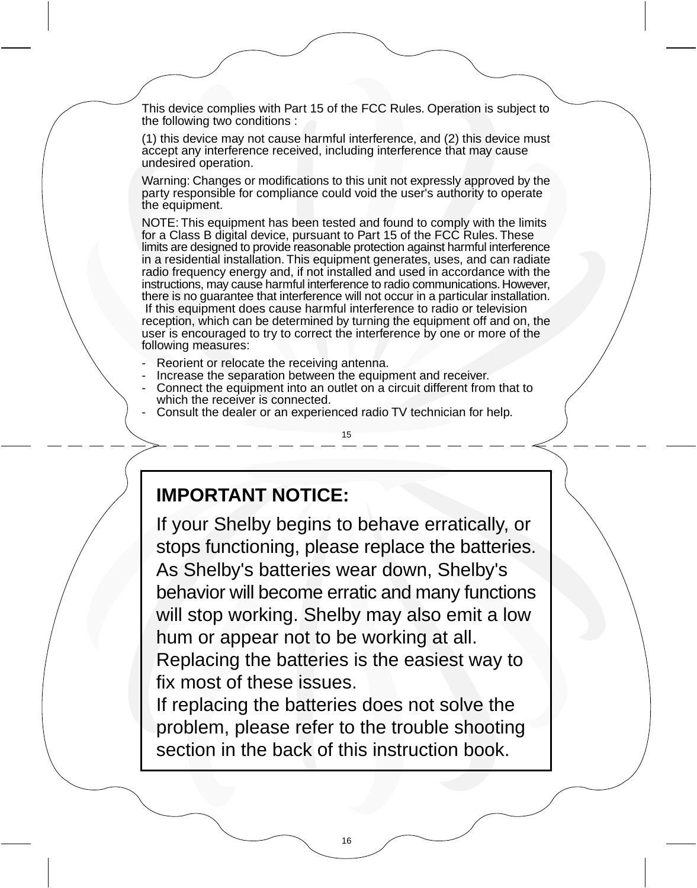This device complies with Part 15 of the FCC Rules. Operation is subject to the following two conditions :

(1) this device may not cause harmful interference, and (2) this device must accept any interference received, including interference that may cause undesired operation.

Warning: Changes or modifications to this unit not expressly approved by the party responsible for compliance could void the user's authority to operate the equipment.

NOTE: This equipment has been tested and found to comply with the limits for a Class B digital device, pursuant to Part 15 of the FCC Rules. These limits are designed to provide reasonable protection against harmful interference in a residential installation. This equipment generates, uses, and can radiate radio frequency energy and, if not installed and used in accordance with the instructions, may cause harmful interference to radio communications. However, there is no guarantee that interference will not occur in a particular installation. If this equipment does cause harmful interference to radio or television reception, which can be determined by turning the equipment off and on, the user is encouraged to try to correct the interference by one or more of the following measures:

- Reorient or relocate the receiving antenna.
- Increase the separation between the equipment and receiver.
- Connect the equipment into an outlet on a circuit different from that to which the receiver is connected.
- Consult the dealer or an experienced radio TV technician for help.

## IMPORTANT NOTICE:

If your Shelby begins to behave erratically, or stops functioning, please replace the batteries. As Shelby's batteries wear down, Shelby's behavior will become erratic and many functions will stop working. Shelby may also emit a low hum or appear not to be working at all. Replacing the batteries is the easiest way to fix most of these issues.

If replacing the batteries does not solve the problem, please refer to the trouble shooting section in the back of this instruction book.